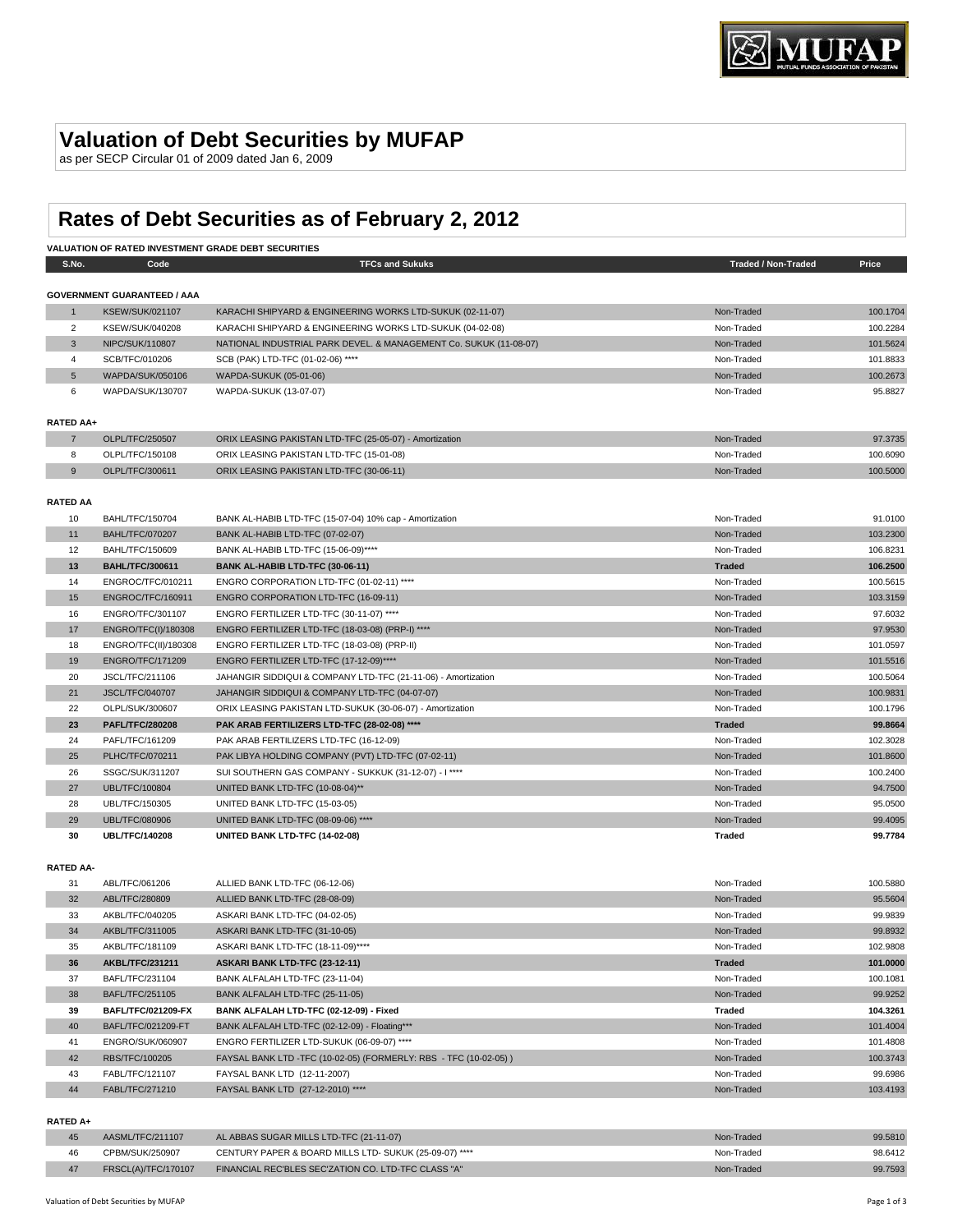# Valuation of Debt Securities by MUFAP

as per SECP Circular 01 of 2009 dated Jan 6, 2009

# Rates of Debt Securities as of February 2, 2012

**VALUATION OF RATED INVESTMENT GRADE DEBT SECURITIES**

| S.No. | Code | TFCs and Sukuks | Traded / Non-Traded | Price |
|---|---|---|---|---|
| **GOVERNMENT GUARANTEED / AAA** | | | | |
| 1 | KSEW/SUK/021107 | KARACHI SHIPYARD & ENGINEERING WORKS LTD-SUKUK (02-11-07) | Non-Traded | 100.1704 |
| 2 | KSEW/SUK/040208 | KARACHI SHIPYARD & ENGINEERING WORKS LTD-SUKUK (04-02-08) | Non-Traded | 100.2284 |
| 3 | NIPC/SUK/110807 | NATIONAL INDUSTRIAL PARK DEVEL. & MANAGEMENT Co. SUKUK (11-08-07) | Non-Traded | 101.5624 |
| 4 | SCB/TFC/010206 | SCB (PAK) LTD-TFC (01-02-06) **** | Non-Traded | 101.8833 |
| 5 | WAPDA/SUK/050106 | WAPDA-SUKUK (05-01-06) | Non-Traded | 100.2673 |
| 6 | WAPDA/SUK/130707 | WAPDA-SUKUK (13-07-07) | Non-Traded | 95.8827 |
| **RATED AA+** | | | | |
| 7 | OLPL/TFC/250507 | ORIX LEASING PAKISTAN LTD-TFC (25-05-07) - Amortization | Non-Traded | 97.3735 |
| 8 | OLPL/TFC/150108 | ORIX LEASING PAKISTAN LTD-TFC (15-01-08) | Non-Traded | 100.6090 |
| 9 | OLPL/TFC/300611 | ORIX LEASING PAKISTAN LTD-TFC (30-06-11) | Non-Traded | 100.5000 |
| **RATED AA** | | | | |
| 10 | BAHL/TFC/150704 | BANK AL-HABIB LTD-TFC (15-07-04) 10% cap - Amortization | Non-Traded | 91.0100 |
| 11 | BAHL/TFC/070207 | BANK AL-HABIB LTD-TFC (07-02-07) | Non-Traded | 103.2300 |
| 12 | BAHL/TFC/150609 | BANK AL-HABIB LTD-TFC (15-06-09)**** | Non-Traded | 106.8231 |
| **13** | **BAHL/TFC/300611** | **BANK AL-HABIB LTD-TFC (30-06-11)** | **Traded** | **106.2500** |
| 14 | ENGROC/TFC/010211 | ENGRO CORPORATION LTD-TFC (01-02-11) **** | Non-Traded | 100.5615 |
| 15 | ENGROC/TFC/160911 | ENGRO CORPORATION LTD-TFC (16-09-11) | Non-Traded | 103.3159 |
| 16 | ENGRO/TFC/301107 | ENGRO FERTILIZER LTD-TFC (30-11-07) **** | Non-Traded | 97.6032 |
| 17 | ENGRO/TFC(I)/180308 | ENGRO FERTILIZER LTD-TFC (18-03-08) (PRP-I) **** | Non-Traded | 97.9530 |
| 18 | ENGRO/TFC(II)/180308 | ENGRO FERTILIZER LTD-TFC (18-03-08) (PRP-II) | Non-Traded | 101.0597 |
| 19 | ENGRO/TFC/171209 | ENGRO FERTILIZER LTD-TFC (17-12-09)**** | Non-Traded | 101.5516 |
| 20 | JSCL/TFC/211106 | JAHANGIR SIDDIQUI & COMPANY LTD-TFC (21-11-06) - Amortization | Non-Traded | 100.5064 |
| 21 | JSCL/TFC/040707 | JAHANGIR SIDDIQUI & COMPANY LTD-TFC (04-07-07) | Non-Traded | 100.9831 |
| 22 | OLPL/SUK/300607 | ORIX LEASING PAKISTAN LTD-SUKUK (30-06-07) - Amortization | Non-Traded | 100.1796 |
| **23** | **PAFL/TFC/280208** | **PAK ARAB FERTILIZERS LTD-TFC (28-02-08) **** | **Traded** | **99.8664** |
| 24 | PAFL/TFC/161209 | PAK ARAB FERTILIZERS LTD-TFC (16-12-09) | Non-Traded | 102.3028 |
| 25 | PLHC/TFC/070211 | PAK LIBYA HOLDING COMPANY (PVT) LTD-TFC (07-02-11) | Non-Traded | 101.8600 |
| 26 | SSGC/SUK/311207 | SUI SOUTHERN GAS COMPANY - SUKKUK (31-12-07) - I **** | Non-Traded | 100.2400 |
| 27 | UBL/TFC/100804 | UNITED BANK LTD-TFC (10-08-04)** | Non-Traded | 94.7500 |
| 28 | UBL/TFC/150305 | UNITED BANK LTD-TFC (15-03-05) | Non-Traded | 95.0500 |
| 29 | UBL/TFC/080906 | UNITED BANK LTD-TFC (08-09-06) **** | Non-Traded | 99.4095 |
| **30** | **UBL/TFC/140208** | **UNITED BANK LTD-TFC (14-02-08)** | **Traded** | **99.7784** |
| **RATED AA-** | | | | |
| 31 | ABL/TFC/061206 | ALLIED BANK LTD-TFC (06-12-06) | Non-Traded | 100.5880 |
| 32 | ABL/TFC/280809 | ALLIED BANK LTD-TFC (28-08-09) | Non-Traded | 95.5604 |
| 33 | AKBL/TFC/040205 | ASKARI BANK LTD-TFC (04-02-05) | Non-Traded | 99.9839 |
| 34 | AKBL/TFC/311005 | ASKARI BANK LTD-TFC (31-10-05) | Non-Traded | 99.8932 |
| 35 | AKBL/TFC/181109 | ASKARI BANK LTD-TFC (18-11-09)**** | Non-Traded | 102.9808 |
| **36** | **AKBL/TFC/231211** | **ASKARI BANK LTD-TFC (23-12-11)** | **Traded** | **101.0000** |
| 37 | BAFL/TFC/231104 | BANK ALFALAH LTD-TFC (23-11-04) | Non-Traded | 100.1081 |
| 38 | BAFL/TFC/251105 | BANK ALFALAH LTD-TFC (25-11-05) | Non-Traded | 99.9252 |
| **39** | **BAFL/TFC/021209-FX** | **BANK ALFALAH LTD-TFC (02-12-09) - Fixed** | **Traded** | **104.3261** |
| 40 | BAFL/TFC/021209-FT | BANK ALFALAH LTD-TFC (02-12-09) - Floating*** | Non-Traded | 101.4004 |
| 41 | ENGRO/SUK/060907 | ENGRO FERTILIZER LTD-SUKUK (06-09-07) **** | Non-Traded | 101.4808 |
| 42 | RBS/TFC/100205 | FAYSAL BANK LTD -TFC (10-02-05) (FORMERLY: RBS - TFC (10-02-05) ) | Non-Traded | 100.3743 |
| 43 | FABL/TFC/121107 | FAYSAL BANK LTD (12-11-2007) | Non-Traded | 99.6986 |
| 44 | FABL/TFC/271210 | FAYSAL BANK LTD (27-12-2010) **** | Non-Traded | 103.4193 |
| **RATED A+** | | | | |
| 45 | AASML/TFC/211107 | AL ABBAS SUGAR MILLS LTD-TFC (21-11-07) | Non-Traded | 99.5810 |
| 46 | CPBM/SUK/250907 | CENTURY PAPER & BOARD MILLS LTD- SUKUK (25-09-07) **** | Non-Traded | 98.6412 |
| 47 | FRSCL(A)/TFC/170107 | FINANCIAL REC'BLES SEC'ZATION CO. LTD-TFC CLASS "A" | Non-Traded | 99.7593 |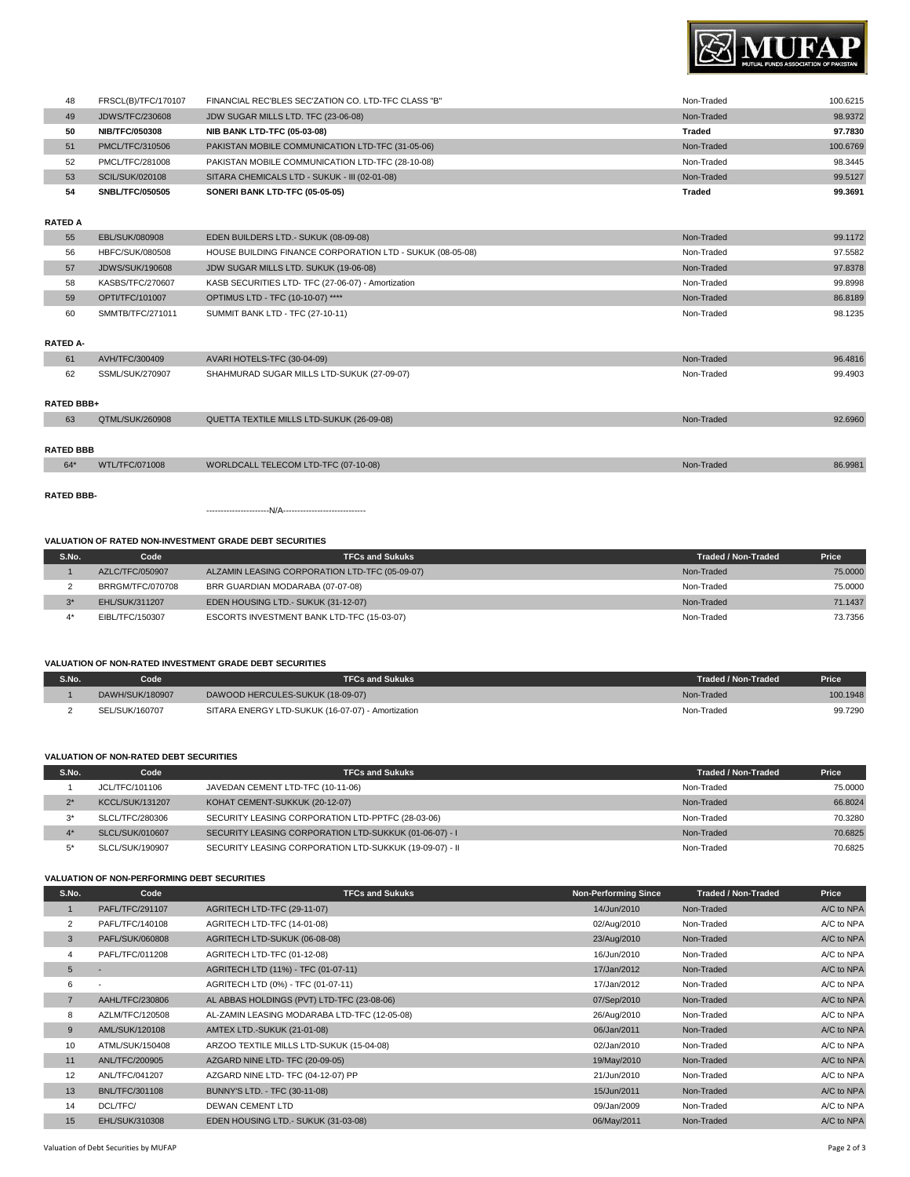| | | | | |
|---|---|---|---|---|
| 48 | FRSCL(B)/TFC/170107 | FINANCIAL REC'BLES SEC'ZATION CO. LTD-TFC CLASS "B" | Non-Traded | 100.6215 |
| 49 | JDWS/TFC/230608 | JDW SUGAR MILLS LTD. TFC (23-06-08) | Non-Traded | 98.9372 |
| **50** | **NIB/TFC/050308** | **NIB BANK LTD-TFC (05-03-08)** | **Traded** | **97.7830** |
| 51 | PMCL/TFC/310506 | PAKISTAN MOBILE COMMUNICATION LTD-TFC (31-05-06) | Non-Traded | 100.6769 |
| 52 | PMCL/TFC/281008 | PAKISTAN MOBILE COMMUNICATION LTD-TFC (28-10-08) | Non-Traded | 98.3445 |
| 53 | SCIL/SUK/020108 | SITARA CHEMICALS LTD - SUKUK - III (02-01-08) | Non-Traded | 99.5127 |
| **54** | **SNBL/TFC/050505** | **SONERI BANK LTD-TFC (05-05-05)** | **Traded** | **99.3691** |

**RATED A**

| | | | | |
|---|---|---|---|---|
| 55 | EBL/SUK/080908 | EDEN BUILDERS LTD.- SUKUK (08-09-08) | Non-Traded | 99.1172 |
| 56 | HBFC/SUK/080508 | HOUSE BUILDING FINANCE CORPORATION LTD - SUKUK (08-05-08) | Non-Traded | 97.5582 |
| 57 | JDWS/SUK/190608 | JDW SUGAR MILLS LTD. SUKUK (19-06-08) | Non-Traded | 97.8378 |
| 58 | KASBS/TFC/270607 | KASB SECURITIES LTD- TFC (27-06-07) - Amortization | Non-Traded | 99.8998 |
| 59 | OPTI/TFC/101007 | OPTIMUS LTD - TFC (10-10-07) **** | Non-Traded | 86.8189 |
| 60 | SMMTB/TFC/271011 | SUMMIT BANK LTD - TFC (27-10-11) | Non-Traded | 98.1235 |

**RATED A-**

| | | | | |
|---|---|---|---|---|
| 61 | AVH/TFC/300409 | AVARI HOTELS-TFC (30-04-09) | Non-Traded | 96.4816 |
| 62 | SSML/SUK/270907 | SHAHMURAD SUGAR MILLS LTD-SUKUK (27-09-07) | Non-Traded | 99.4903 |

**RATED BBB+**

| | | | | |
|---|---|---|---|---|
| 63 | QTML/SUK/260908 | QUETTA TEXTILE MILLS LTD-SUKUK (26-09-08) | Non-Traded | 92.6960 |

**RATED BBB**

| | | | | |
|---|---|---|---|---|
| 64* | WTL/TFC/071008 | WORLDCALL TELECOM LTD-TFC (07-10-08) | Non-Traded | 86.9981 |

**RATED BBB-**

----------------------N/A-----------------------------

### VALUATION OF RATED NON-INVESTMENT GRADE DEBT SECURITIES

| S.No. | Code | TFCs and Sukuks | Traded / Non-Traded | Price |
|---|---|---|---|---|
| 1 | AZLC/TFC/050907 | ALZAMIN LEASING CORPORATION LTD-TFC (05-09-07) | Non-Traded | 75.0000 |
| 2 | BRRGM/TFC/070708 | BRR GUARDIAN MODARABA (07-07-08) | Non-Traded | 75.0000 |
| 3* | EHL/SUK/311207 | EDEN HOUSING LTD.- SUKUK (31-12-07) | Non-Traded | 71.1437 |
| 4* | EIBL/TFC/150307 | ESCORTS INVESTMENT BANK LTD-TFC (15-03-07) | Non-Traded | 73.7356 |

### VALUATION OF NON-RATED INVESTMENT GRADE DEBT SECURITIES

| S.No. | Code | TFCs and Sukuks | Traded / Non-Traded | Price |
|---|---|---|---|---|
| 1 | DAWH/SUK/180907 | DAWOOD HERCULES-SUKUK (18-09-07) | Non-Traded | 100.1948 |
| 2 | SEL/SUK/160707 | SITARA ENERGY LTD-SUKUK (16-07-07) - Amortization | Non-Traded | 99.7290 |

### VALUATION OF NON-RATED DEBT SECURITIES

| S.No. | Code | TFCs and Sukuks | Traded / Non-Traded | Price |
|---|---|---|---|---|
| 1 | JCL/TFC/101106 | JAVEDAN CEMENT LTD-TFC (10-11-06) | Non-Traded | 75.0000 |
| 2* | KCCL/SUK/131207 | KOHAT CEMENT-SUKKUK (20-12-07) | Non-Traded | 66.8024 |
| 3* | SLCL/TFC/280306 | SECURITY LEASING CORPORATION LTD-PPTFC (28-03-06) | Non-Traded | 70.3280 |
| 4* | SLCL/SUK/010607 | SECURITY LEASING CORPORATION LTD-SUKKUK (01-06-07) - I | Non-Traded | 70.6825 |
| 5* | SLCL/SUK/190907 | SECURITY LEASING CORPORATION LTD-SUKKUK (19-09-07) - II | Non-Traded | 70.6825 |

### VALUATION OF NON-PERFORMING DEBT SECURITIES

| S.No. | Code | TFCs and Sukuks | Non-Performing Since | Traded / Non-Traded | Price |
|---|---|---|---|---|---|
| 1 | PAFL/TFC/291107 | AGRITECH LTD-TFC (29-11-07) | 14/Jun/2010 | Non-Traded | A/C to NPA |
| 2 | PAFL/TFC/140108 | AGRITECH LTD-TFC (14-01-08) | 02/Aug/2010 | Non-Traded | A/C to NPA |
| 3 | PAFL/SUK/060808 | AGRITECH LTD-SUKUK (06-08-08) | 23/Aug/2010 | Non-Traded | A/C to NPA |
| 4 | PAFL/TFC/011208 | AGRITECH LTD-TFC (01-12-08) | 16/Jun/2010 | Non-Traded | A/C to NPA |
| 5 | - | AGRITECH LTD (11%) - TFC (01-07-11) | 17/Jan/2012 | Non-Traded | A/C to NPA |
| 6 | - | AGRITECH LTD (0%) - TFC (01-07-11) | 17/Jan/2012 | Non-Traded | A/C to NPA |
| 7 | AAHL/TFC/230806 | AL ABBAS HOLDINGS (PVT) LTD-TFC (23-08-06) | 07/Sep/2010 | Non-Traded | A/C to NPA |
| 8 | AZLM/TFC/120508 | AL-ZAMIN LEASING MODARABA LTD-TFC (12-05-08) | 26/Aug/2010 | Non-Traded | A/C to NPA |
| 9 | AML/SUK/120108 | AMTEX LTD.-SUKUK (21-01-08) | 06/Jan/2011 | Non-Traded | A/C to NPA |
| 10 | ATML/SUK/150408 | ARZOO TEXTILE MILLS LTD-SUKUK (15-04-08) | 02/Jan/2010 | Non-Traded | A/C to NPA |
| 11 | ANL/TFC/200905 | AZGARD NINE LTD- TFC (20-09-05) | 19/May/2010 | Non-Traded | A/C to NPA |
| 12 | ANL/TFC/041207 | AZGARD NINE LTD- TFC (04-12-07) PP | 21/Jun/2010 | Non-Traded | A/C to NPA |
| 13 | BNL/TFC/301108 | BUNNY'S LTD. - TFC (30-11-08) | 15/Jun/2011 | Non-Traded | A/C to NPA |
| 14 | DCL/TFC/ | DEWAN CEMENT LTD | 09/Jan/2009 | Non-Traded | A/C to NPA |
| 15 | EHL/SUK/310308 | EDEN HOUSING LTD.- SUKUK (31-03-08) | 06/May/2011 | Non-Traded | A/C to NPA |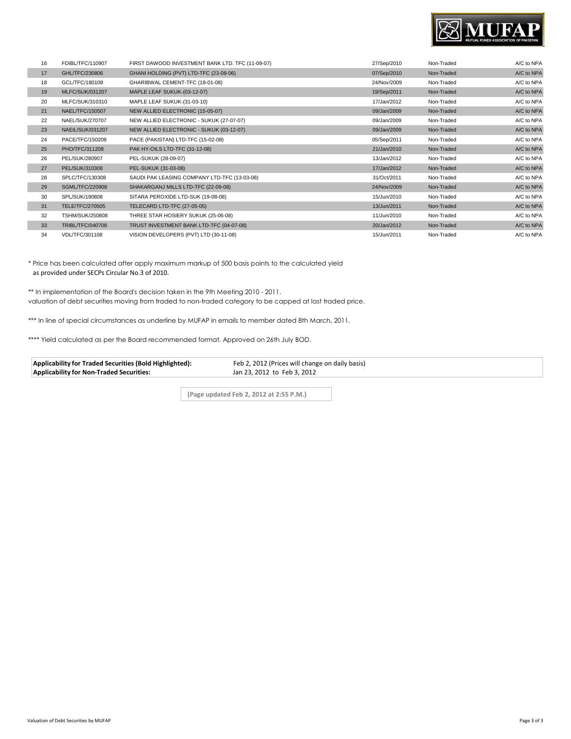| | | | | | |
|---|---|---|---|---|---|
| 16 | FDIBL/TFC/110907 | FIRST DAWOOD INVESTMENT BANK LTD. TFC (11-09-07) | 27/Sep/2010 | Non-Traded | A/C to NPA |
| 17 | GHL/TFC/230806 | GHANI HOLDING (PVT) LTD-TFC (23-08-06) | 07/Sep/2010 | Non-Traded | A/C to NPA |
| 18 | GCL/TFC/180108 | GHARIBWAL CEMENT-TFC (18-01-08) | 24/Nov/2009 | Non-Traded | A/C to NPA |
| 19 | MLFC/SUK/031207 | MAPLE LEAF SUKUK-(03-12-07) | 19/Sep/2011 | Non-Traded | A/C to NPA |
| 20 | MLFC/SUK/310310 | MAPLE LEAF SUKUK-(31-03-10) | 17/Jan/2012 | Non-Traded | A/C to NPA |
| 21 | NAEL/TFC/150507 | NEW ALLIED ELECTRONIC (15-05-07) | 09/Jan/2009 | Non-Traded | A/C to NPA |
| 22 | NAEL/SUK/270707 | NEW ALLIED ELECTRONIC - SUKUK (27-07-07) | 09/Jan/2009 | Non-Traded | A/C to NPA |
| 23 | NAEIL/SUK/031207 | NEW ALLIED ELECTRONIC - SUKUK (03-12-07) | 09/Jan/2009 | Non-Traded | A/C to NPA |
| 24 | PACE/TFC/150208 | PACE (PAKISTAN) LTD-TFC (15-02-08) | 05/Sep/2011 | Non-Traded | A/C to NPA |
| 25 | PHO/TFC/311208 | PAK HY-OILS LTD-TFC (31-12-08) | 21/Jan/2010 | Non-Traded | A/C to NPA |
| 26 | PEL/SUK/280907 | PEL-SUKUK (28-09-07) | 13/Jan/2012 | Non-Traded | A/C to NPA |
| 27 | PEL/SUK/310308 | PEL-SUKUK (31-03-08) | 17/Jan/2012 | Non-Traded | A/C to NPA |
| 28 | SPLC/TFC/130308 | SAUDI PAK LEASING COMPANY LTD-TFC (13-03-08) | 31/Oct/2011 | Non-Traded | A/C to NPA |
| 29 | SGML/TFC/220908 | SHAKARGANJ MILLS LTD-TFC (22-09-08) | 24/Nov/2009 | Non-Traded | A/C to NPA |
| 30 | SPL/SUK/190808 | SITARA PEROXIDE LTD-SUK (19-08-08) | 15/Jun/2010 | Non-Traded | A/C to NPA |
| 31 | TELE/TFC/270505 | TELECARD LTD-TFC (27-05-05) | 13/Jun/2011 | Non-Traded | A/C to NPA |
| 32 | TSHM/SUK/250808 | THREE STAR HOSIERY SUKUK (25-06-08) | 11/Jun/2010 | Non-Traded | A/C to NPA |
| 33 | TRIBL/TFC/040708 | TRUST INVESTMENT BANK LTD-TFC (04-07-08) | 20/Jan/2012 | Non-Traded | A/C to NPA |
| 34 | VDL/TFC/301108 | VISION DEVELOPERS (PVT) LTD (30-11-08) | 15/Jun/2011 | Non-Traded | A/C to NPA |

\* Price has been calculated after apply maximum markup of 500 basis points to the calculated yield as provided under SECPs Circular No.3 of 2010.

\*\* In implementation of the Board's decision taken in the 9th Meeting 2010 - 2011. valuation of debt securities moving from traded to non-traded category to be capped at last traded price.

\*\*\* In line of special circumstances as underline by MUFAP in emails to member dated 8th March, 2011.

\*\*\*\* Yield calculated as per the Board recommended format. Approved on 26th July BOD.

| | |
|---|---|
| **Applicability for Traded Securities (Bold Highlighted):** | Feb 2, 2012 (Prices will change on daily basis) |
| **Applicability for Non-Traded Securities:** | Jan 23, 2012 to Feb 3, 2012 |

**(Page updated Feb 2, 2012 at 2:55 P.M.)**